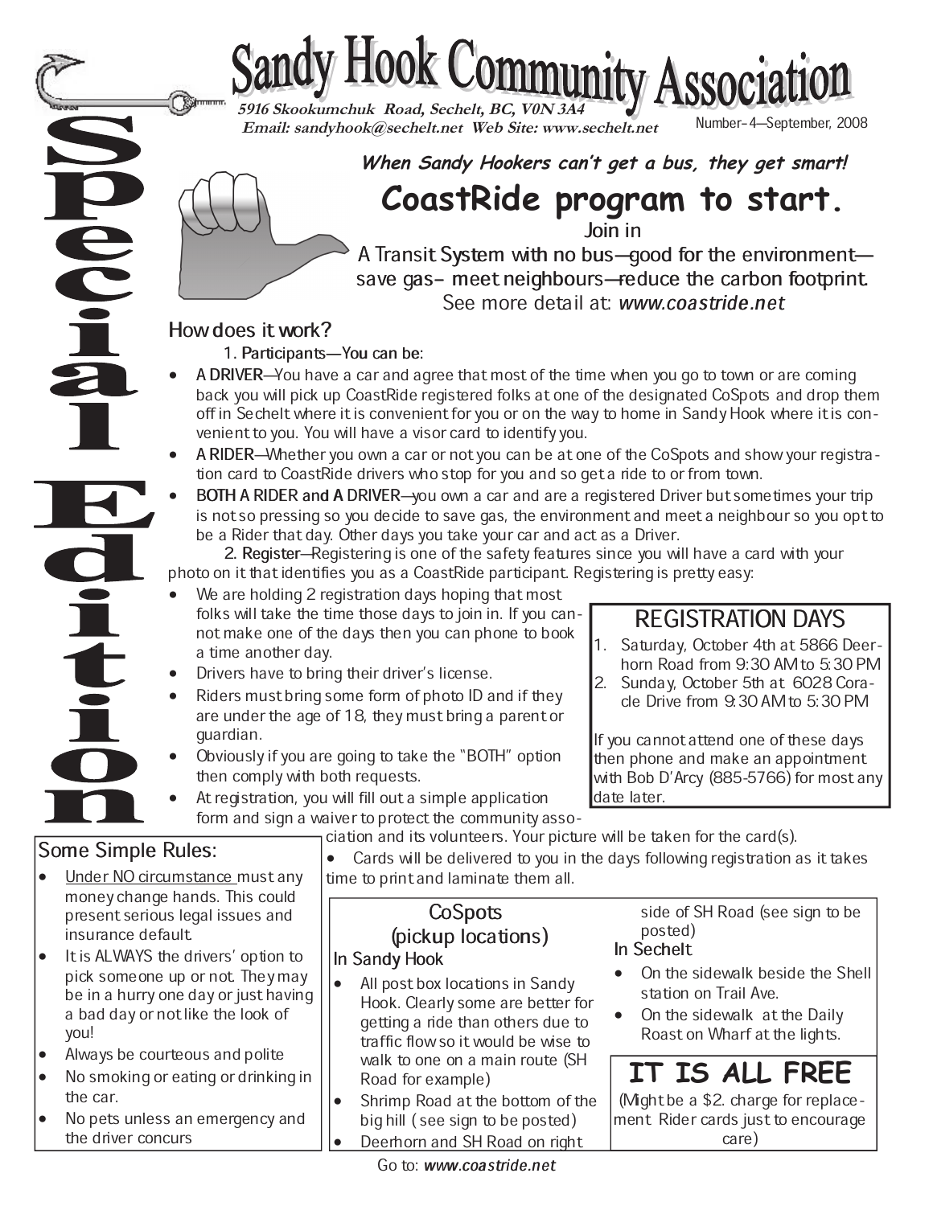# Sandy Hook Community Association

**5916 Skookumchuk Road, Sechelt, BC, V0N 3A4**
**Email: sandyhook@sechelt.net Web Site: www.sechelt.net**

Number–4—September, 2008

**Special Edition**

***When Sandy Hookers can't get a bus, they get smart!***

## CoastRide program to start.

Join in

A Transit System with no bus—good for the environment—save gas– meet neighbours—reduce the carbon footprint.

See more detail at: ***www.coastride.net***

### How does it work?

1. Participants—You can be:

- **A DRIVER**—You have a car and agree that most of the time when you go to town or are coming back you will pick up CoastRide registered folks at one of the designated CoSpots and drop them off in Sechelt where it is convenient for you or on the way to home in Sandy Hook where it is convenient to you. You will have a visor card to identify you.
- **A RIDER**—Whether you own a car or not you can be at one of the CoSpots and show your registration card to CoastRide drivers who stop for you and so get a ride to or from town.
- **BOTH A RIDER and A DRIVER**—you own a car and are a registered Driver but sometimes your trip is not so pressing so you decide to save gas, the environment and meet a neighbour so you opt to be a Rider that day. Other days you take your car and act as a Driver.

2. Register—Registering is one of the safety features since you will have a card with your photo on it that identifies you as a CoastRide participant. Registering is pretty easy:

- We are holding 2 registration days hoping that most folks will take the time those days to join in. If you cannot make one of the days then you can phone to book a time another day.
- Drivers have to bring their driver's license.
- Riders must bring some form of photo ID and if they are under the age of 18, they must bring a parent or guardian.
- Obviously if you are going to take the "BOTH" option then comply with both requests.
- At registration, you will fill out a simple application form and sign a waiver to protect the community association and its volunteers. Your picture will be taken for the card(s).
- Cards will be delivered to you in the days following registration as it takes time to print and laminate them all.

### REGISTRATION DAYS

1. Saturday, October 4th at 5866 Deerhorn Road from 9:30 AM to 5:30 PM
2. Sunday, October 5th at 6028 Coracle Drive from 9:30 AM to 5:30 PM

If you cannot attend one of these days then phone and make an appointment with Bob D'Arcy (885-5766) for most any date later.

### Some Simple Rules:

- Under NO circumstance must any money change hands. This could present serious legal issues and insurance default.
- It is ALWAYS the drivers' option to pick someone up or not. They may be in a hurry one day or just having a bad day or not like the look of you!
- Always be courteous and polite
- No smoking or eating or drinking in the car.
- No pets unless an emergency and the driver concurs

### CoSpots (pickup locations)

**In Sandy Hook**

- All post box locations in Sandy Hook. Clearly some are better for getting a ride than others due to traffic flow so it would be wise to walk to one on a main route (SH Road for example)
- Shrimp Road at the bottom of the big hill (see sign to be posted)
- Deerhorn and SH Road on right side of SH Road (see sign to be posted)

**In Sechelt**

- On the sidewalk beside the Shell station on Trail Ave.
- On the sidewalk at the Daily Roast on Wharf at the lights.

### IT IS ALL FREE

(Might be a $2. charge for replacement Rider cards just to encourage care)

Go to: ***www.coastride.net***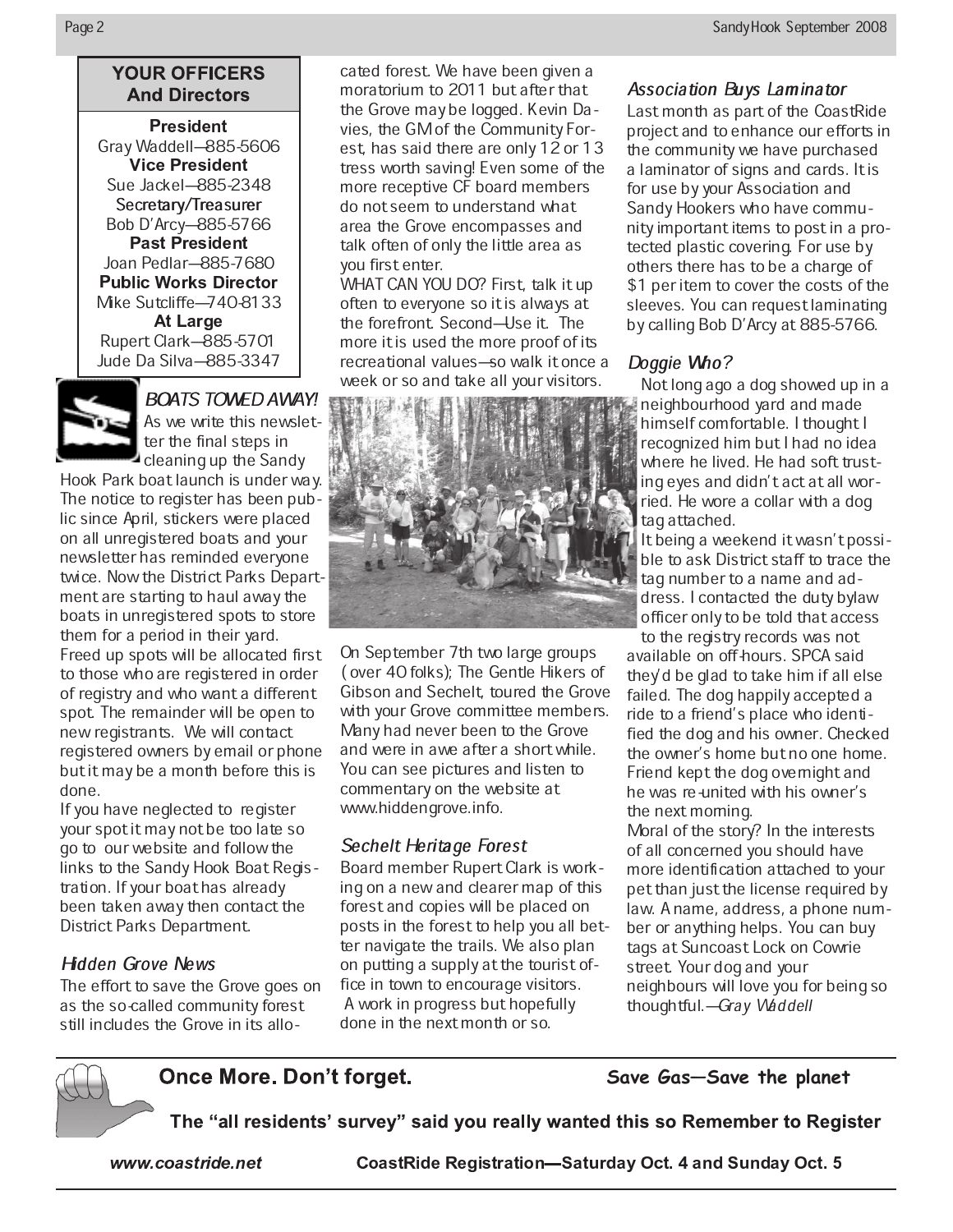## YOUR OFFICERS And Directors

**President**
Gray Waddell—885-5606
**Vice President**
Sue Jackel—885-2348
**Secretary/Treasurer**
Bob D'Arcy—885-5766
**Past President**
Joan Pedlar—885-7680
**Public Works Director**
Mike Sutcliffe—740-8133
**At Large**
Rupert Clark—885-5701
Jude Da Silva—885-3347

### *BOATS TOWED AWAY!*

As we write this newsletter the final steps in cleaning up the Sandy Hook Park boat launch is under way. The notice to register has been public since April, stickers were placed on all unregistered boats and your newsletter has reminded everyone twice. Now the District Parks Department are starting to haul away the boats in unregistered spots to store them for a period in their yard. Freed up spots will be allocated first to those who are registered in order of registry and who want a different spot. The remainder will be open to new registrants. We will contact registered owners by email or phone but it may be a month before this is done.

If you have neglected to register your spot it may not be too late so go to our website and follow the links to the Sandy Hook Boat Registration. If your boat has already been taken away then contact the District Parks Department.

### *Hidden Grove News*

The effort to save the Grove goes on as the so-called community forest still includes the Grove in its allocated forest. We have been given a moratorium to 2011 but after that the Grove may be logged. Kevin Davies, the GM of the Community Forest, has said there are only 12 or 13 tress worth saving! Even some of the more receptive CF board members do not seem to understand what area the Grove encompasses and talk often of only the little area as you first enter.

WHAT CAN YOU DO? First, talk it up often to everyone so it is always at the forefront. Second—Use it. The more it is used the more proof of its recreational values—so walk it once a week or so and take all your visitors.

On September 7th two large groups (over 40 folks); The Gentle Hikers of Gibson and Sechelt, toured the Grove with your Grove committee members. Many had never been to the Grove and were in awe after a short while. You can see pictures and listen to commentary on the website at www.hiddengrove.info.

### *Sechelt Heritage Forest*

Board member Rupert Clark is working on a new and clearer map of this forest and copies will be placed on posts in the forest to help you all better navigate the trails. We also plan on putting a supply at the tourist office in town to encourage visitors. A work in progress but hopefully done in the next month or so.

### *Association Buys Laminator*

Last month as part of the CoastRide project and to enhance our efforts in the community we have purchased a laminator of signs and cards. It is for use by your Association and Sandy Hookers who have community important items to post in a protected plastic covering. For use by others there has to be a charge of $1 per item to cover the costs of the sleeves. You can request laminating by calling Bob D'Arcy at 885-5766.

### *Doggie Who?*

Not long ago a dog showed up in a neighbourhood yard and made himself comfortable. I thought I recognized him but I had no idea where he lived. He had soft trusting eyes and didn't act at all worried. He wore a collar with a dog tag attached.

It being a weekend it wasn't possible to ask District staff to trace the tag number to a name and address. I contacted the duty bylaw officer only to be told that access to the registry records was not available on off-hours. SPCA said they'd be glad to take him if all else failed. The dog happily accepted a ride to a friend's place who identified the dog and his owner. Checked the owner's home but no one home. Friend kept the dog overnight and he was re-united with his owner's the next morning.

Moral of the story? In the interests of all concerned you should have more identification attached to your pet than just the license required by law. A name, address, a phone number or anything helps. You can buy tags at Suncoast Lock on Cowrie street. Your dog and your neighbours will love you for being so thoughtful.—*Gray Waddell*

**Once More. Don't forget.** **Save Gas—Save the planet**

**The "all residents' survey" said you really wanted this so Remember to Register**

***www.coastride.net*** **CoastRide Registration—Saturday Oct. 4 and Sunday Oct. 5**